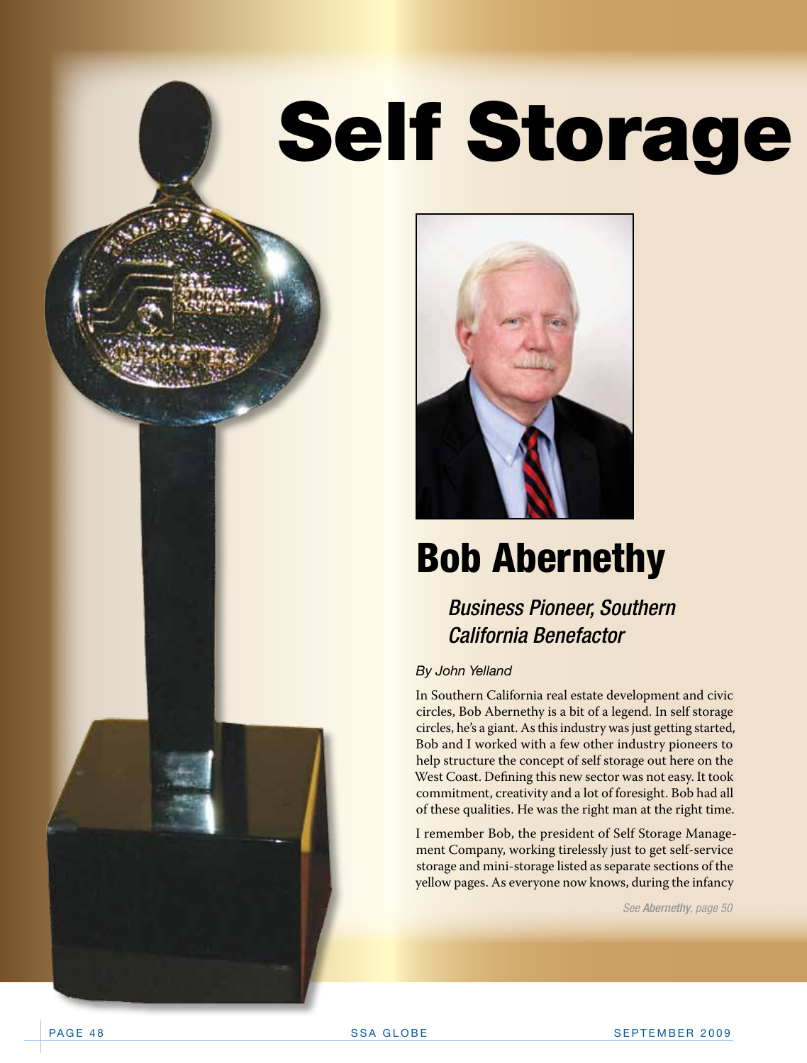# Self Storage

## Bob Abernethy

### *Business Pioneer, Southern California Benefactor*

*By John Yelland*

In Southern California real estate development and civic circles, Bob Abernethy is a bit of a legend. In self storage circles, he's a giant. As this industry was just getting started, Bob and I worked with a few other industry pioneers to help structure the concept of self storage out here on the West Coast. Defining this new sector was not easy. It took commitment, creativity and a lot of foresight. Bob had all of these qualities. He was the right man at the right time.

I remember Bob, the president of Self Storage Management Company, working tirelessly just to get self-service storage and mini-storage listed as separate sections of the yellow pages. As everyone now knows, during the infancy

*See **Abernethy**, page 50*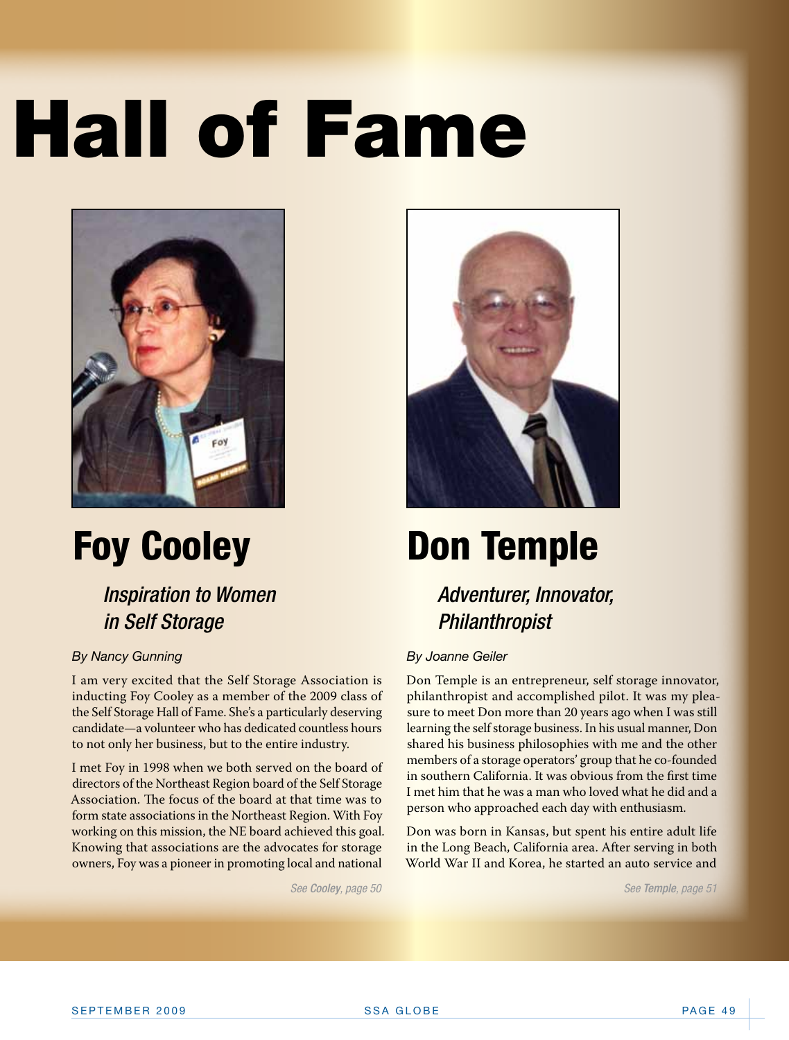# Hall of Fame

## Foy Cooley

### *Inspiration to Women in Self Storage*

*By Nancy Gunning*

I am very excited that the Self Storage Association is inducting Foy Cooley as a member of the 2009 class of the Self Storage Hall of Fame. She's a particularly deserving candidate—a volunteer who has dedicated countless hours to not only her business, but to the entire industry.

I met Foy in 1998 when we both served on the board of directors of the Northeast Region board of the Self Storage Association. The focus of the board at that time was to form state associations in the Northeast Region. With Foy working on this mission, the NE board achieved this goal. Knowing that associations are the advocates for storage owners, Foy was a pioneer in promoting local and national

*See **Cooley**, page 50*

## Don Temple

### *Adventurer, Innovator, Philanthropist*

*By Joanne Geiler*

Don Temple is an entrepreneur, self storage innovator, philanthropist and accomplished pilot. It was my pleasure to meet Don more than 20 years ago when I was still learning the self storage business. In his usual manner, Don shared his business philosophies with me and the other members of a storage operators' group that he co-founded in southern California. It was obvious from the first time I met him that he was a man who loved what he did and a person who approached each day with enthusiasm.

Don was born in Kansas, but spent his entire adult life in the Long Beach, California area. After serving in both World War II and Korea, he started an auto service and

*See **Temple**, page 51*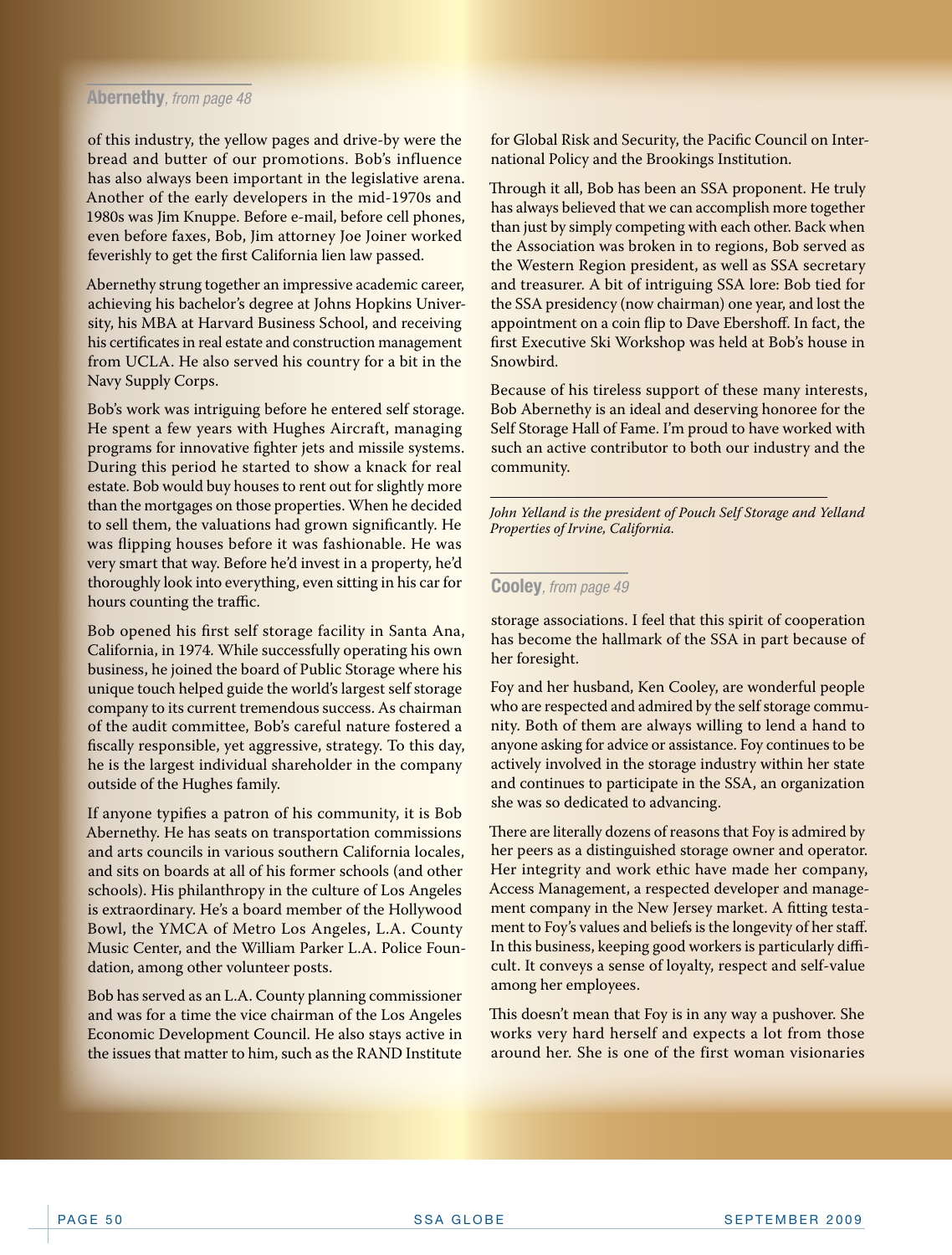**Abernethy**, *from page 48*

of this industry, the yellow pages and drive-by were the bread and butter of our promotions. Bob's influence has also always been important in the legislative arena. Another of the early developers in the mid-1970s and 1980s was Jim Knuppe. Before e-mail, before cell phones, even before faxes, Bob, Jim attorney Joe Joiner worked feverishly to get the first California lien law passed.

Abernethy strung together an impressive academic career, achieving his bachelor's degree at Johns Hopkins University, his MBA at Harvard Business School, and receiving his certificates in real estate and construction management from UCLA. He also served his country for a bit in the Navy Supply Corps.

Bob's work was intriguing before he entered self storage. He spent a few years with Hughes Aircraft, managing programs for innovative fighter jets and missile systems. During this period he started to show a knack for real estate. Bob would buy houses to rent out for slightly more than the mortgages on those properties. When he decided to sell them, the valuations had grown significantly. He was flipping houses before it was fashionable. He was very smart that way. Before he'd invest in a property, he'd thoroughly look into everything, even sitting in his car for hours counting the traffic.

Bob opened his first self storage facility in Santa Ana, California, in 1974. While successfully operating his own business, he joined the board of Public Storage where his unique touch helped guide the world's largest self storage company to its current tremendous success. As chairman of the audit committee, Bob's careful nature fostered a fiscally responsible, yet aggressive, strategy. To this day, he is the largest individual shareholder in the company outside of the Hughes family.

If anyone typifies a patron of his community, it is Bob Abernethy. He has seats on transportation commissions and arts councils in various southern California locales, and sits on boards at all of his former schools (and other schools). His philanthropy in the culture of Los Angeles is extraordinary. He's a board member of the Hollywood Bowl, the YMCA of Metro Los Angeles, L.A. County Music Center, and the William Parker L.A. Police Foundation, among other volunteer posts.

Bob has served as an L.A. County planning commissioner and was for a time the vice chairman of the Los Angeles Economic Development Council. He also stays active in the issues that matter to him, such as the RAND Institute for Global Risk and Security, the Pacific Council on International Policy and the Brookings Institution.

Through it all, Bob has been an SSA proponent. He truly has always believed that we can accomplish more together than just by simply competing with each other. Back when the Association was broken in to regions, Bob served as the Western Region president, as well as SSA secretary and treasurer. A bit of intriguing SSA lore: Bob tied for the SSA presidency (now chairman) one year, and lost the appointment on a coin flip to Dave Ebershoff. In fact, the first Executive Ski Workshop was held at Bob's house in Snowbird.

Because of his tireless support of these many interests, Bob Abernethy is an ideal and deserving honoree for the Self Storage Hall of Fame. I'm proud to have worked with such an active contributor to both our industry and the community.

---

*John Yelland is the president of Pouch Self Storage and Yelland Properties of Irvine, California.*

**Cooley**, *from page 49*

storage associations. I feel that this spirit of cooperation has become the hallmark of the SSA in part because of her foresight.

Foy and her husband, Ken Cooley, are wonderful people who are respected and admired by the self storage community. Both of them are always willing to lend a hand to anyone asking for advice or assistance. Foy continues to be actively involved in the storage industry within her state and continues to participate in the SSA, an organization she was so dedicated to advancing.

There are literally dozens of reasons that Foy is admired by her peers as a distinguished storage owner and operator. Her integrity and work ethic have made her company, Access Management, a respected developer and management company in the New Jersey market. A fitting testament to Foy's values and beliefs is the longevity of her staff. In this business, keeping good workers is particularly difficult. It conveys a sense of loyalty, respect and self-value among her employees.

This doesn't mean that Foy is in any way a pushover. She works very hard herself and expects a lot from those around her. She is one of the first woman visionaries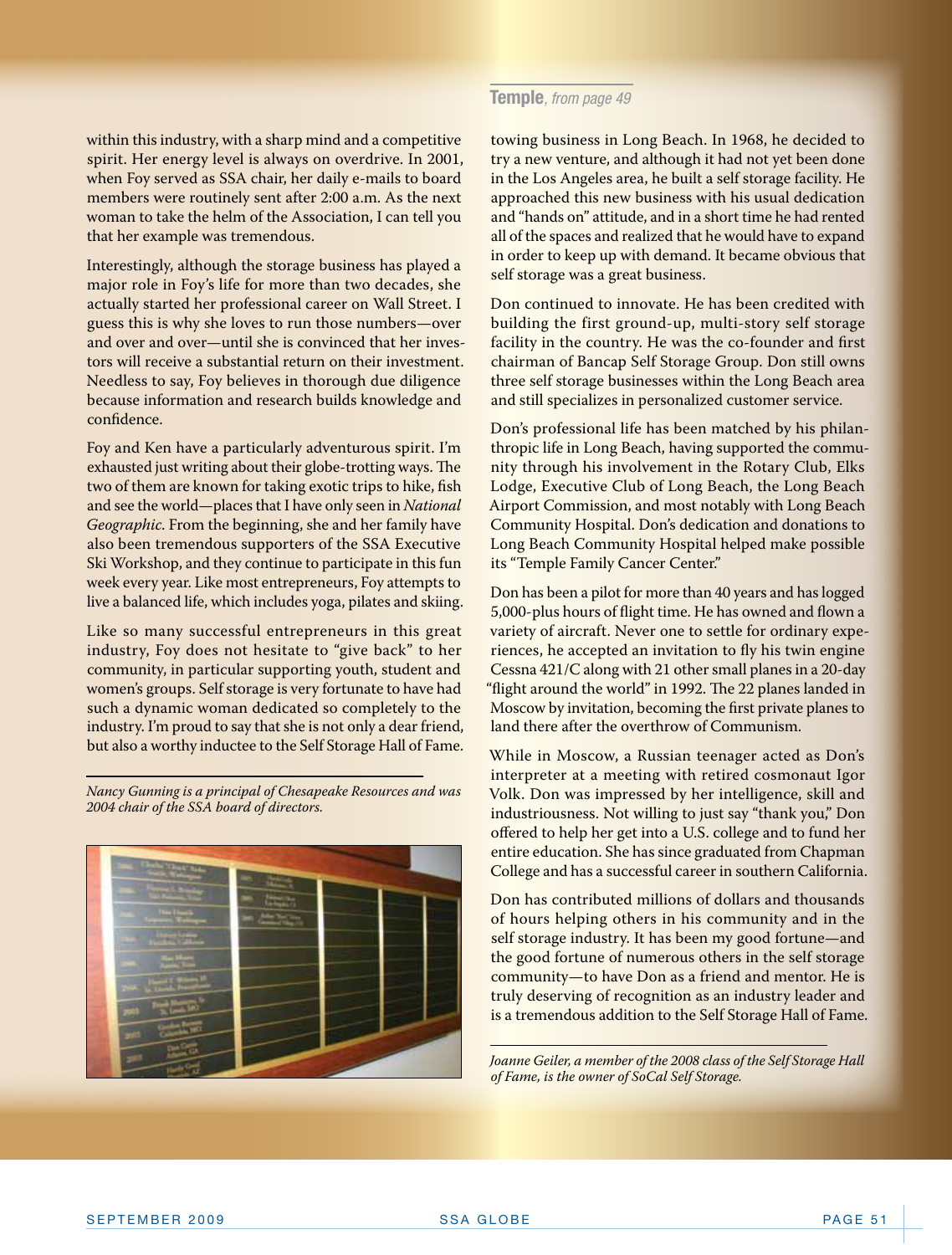within this industry, with a sharp mind and a competitive spirit. Her energy level is always on overdrive. In 2001, when Foy served as SSA chair, her daily e-mails to board members were routinely sent after 2:00 a.m. As the next woman to take the helm of the Association, I can tell you that her example was tremendous.

Interestingly, although the storage business has played a major role in Foy's life for more than two decades, she actually started her professional career on Wall Street. I guess this is why she loves to run those numbers—over and over and over—until she is convinced that her investors will receive a substantial return on their investment. Needless to say, Foy believes in thorough due diligence because information and research builds knowledge and confidence.

Foy and Ken have a particularly adventurous spirit. I'm exhausted just writing about their globe-trotting ways. The two of them are known for taking exotic trips to hike, fish and see the world—places that I have only seen in *National Geographic*. From the beginning, she and her family have also been tremendous supporters of the SSA Executive Ski Workshop, and they continue to participate in this fun week every year. Like most entrepreneurs, Foy attempts to live a balanced life, which includes yoga, pilates and skiing.

Like so many successful entrepreneurs in this great industry, Foy does not hesitate to "give back" to her community, in particular supporting youth, student and women's groups. Self storage is very fortunate to have had such a dynamic woman dedicated so completely to the industry. I'm proud to say that she is not only a dear friend, but also a worthy inductee to the Self Storage Hall of Fame.

---

*Nancy Gunning is a principal of Chesapeake Resources and was 2004 chair of the SSA board of directors.*

**Temple**, *from page 49*

towing business in Long Beach. In 1968, he decided to try a new venture, and although it had not yet been done in the Los Angeles area, he built a self storage facility. He approached this new business with his usual dedication and "hands on" attitude, and in a short time he had rented all of the spaces and realized that he would have to expand in order to keep up with demand. It became obvious that self storage was a great business.

Don continued to innovate. He has been credited with building the first ground-up, multi-story self storage facility in the country. He was the co-founder and first chairman of Bancap Self Storage Group. Don still owns three self storage businesses within the Long Beach area and still specializes in personalized customer service.

Don's professional life has been matched by his philanthropic life in Long Beach, having supported the community through his involvement in the Rotary Club, Elks Lodge, Executive Club of Long Beach, the Long Beach Airport Commission, and most notably with Long Beach Community Hospital. Don's dedication and donations to Long Beach Community Hospital helped make possible its "Temple Family Cancer Center."

Don has been a pilot for more than 40 years and has logged 5,000-plus hours of flight time. He has owned and flown a variety of aircraft. Never one to settle for ordinary experiences, he accepted an invitation to fly his twin engine Cessna 421/C along with 21 other small planes in a 20-day "flight around the world" in 1992. The 22 planes landed in Moscow by invitation, becoming the first private planes to land there after the overthrow of Communism.

While in Moscow, a Russian teenager acted as Don's interpreter at a meeting with retired cosmonaut Igor Volk. Don was impressed by her intelligence, skill and industriousness. Not willing to just say "thank you," Don offered to help her get into a U.S. college and to fund her entire education. She has since graduated from Chapman College and has a successful career in southern California.

Don has contributed millions of dollars and thousands of hours helping others in his community and in the self storage industry. It has been my good fortune—and the good fortune of numerous others in the self storage community—to have Don as a friend and mentor. He is truly deserving of recognition as an industry leader and is a tremendous addition to the Self Storage Hall of Fame.

---

*Joanne Geiler, a member of the 2008 class of the Self Storage Hall of Fame, is the owner of SoCal Self Storage.*